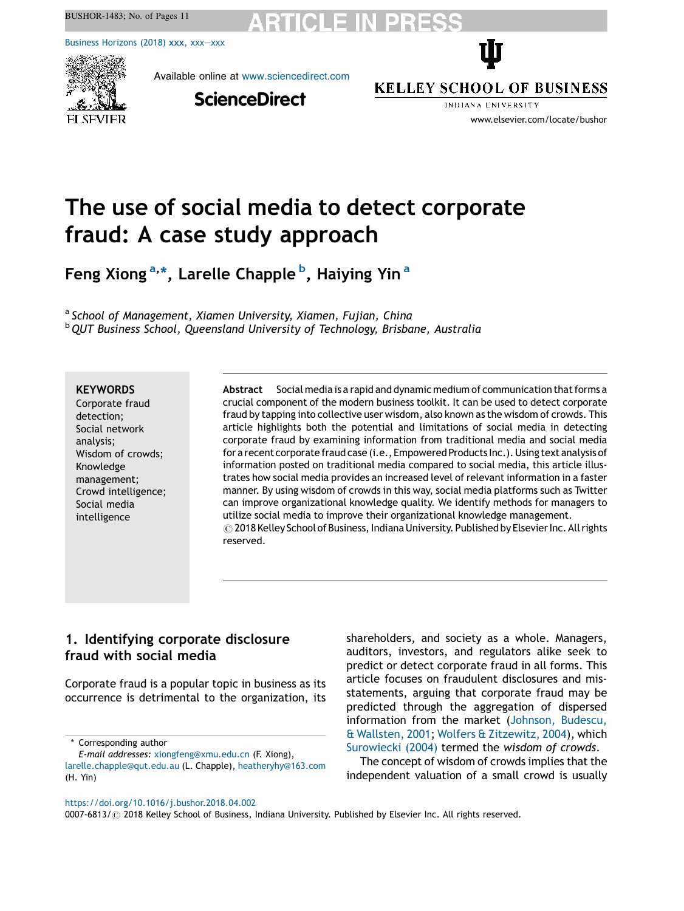# The use of social media to detect corporate fraud: A case study approach

Feng Xiong [a,*], Larelle Chapple [b], Haiying Yin [a]

[a] *School of Management, Xiamen University, Xiamen, Fujian, China*
[b] *QUT Business School, Queensland University of Technology, Brisbane, Australia*

**KEYWORDS**
Corporate fraud detection;
Social network analysis;
Wisdom of crowds;
Knowledge management;
Crowd intelligence;
Social media intelligence

**Abstract** Social media is a rapid and dynamic medium of communication that forms a crucial component of the modern business toolkit. It can be used to detect corporate fraud by tapping into collective user wisdom, also known as the wisdom of crowds. This article highlights both the potential and limitations of social media in detecting corporate fraud by examining information from traditional media and social media for a recent corporate fraud case (i.e., Empowered Products Inc.). Using text analysis of information posted on traditional media compared to social media, this article illustrates how social media provides an increased level of relevant information in a faster manner. By using wisdom of crowds in this way, social media platforms such as Twitter can improve organizational knowledge quality. We identify methods for managers to utilize social media to improve their organizational knowledge management.
© 2018 Kelley School of Business, Indiana University. Published by Elsevier Inc. All rights reserved.

## 1. Identifying corporate disclosure fraud with social media

Corporate fraud is a popular topic in business as its occurrence is detrimental to the organization, its shareholders, and society as a whole. Managers, auditors, investors, and regulators alike seek to predict or detect corporate fraud in all forms. This article focuses on fraudulent disclosures and misstatements, arguing that corporate fraud may be predicted through the aggregation of dispersed information from the market (Johnson, Budescu, & Wallsten, 2001; Wolfers & Zitzewitz, 2004), which Surowiecki (2004) termed the *wisdom of crowds*.

The concept of wisdom of crowds implies that the independent valuation of a small crowd is usually

\* Corresponding author
*E-mail addresses:* xiongfeng@xmu.edu.cn (F. Xiong), larelle.chapple@qut.edu.au (L. Chapple), heatheryhy@163.com (H. Yin)

https://doi.org/10.1016/j.bushor.2018.04.002
0007-6813/© 2018 Kelley School of Business, Indiana University. Published by Elsevier Inc. All rights reserved.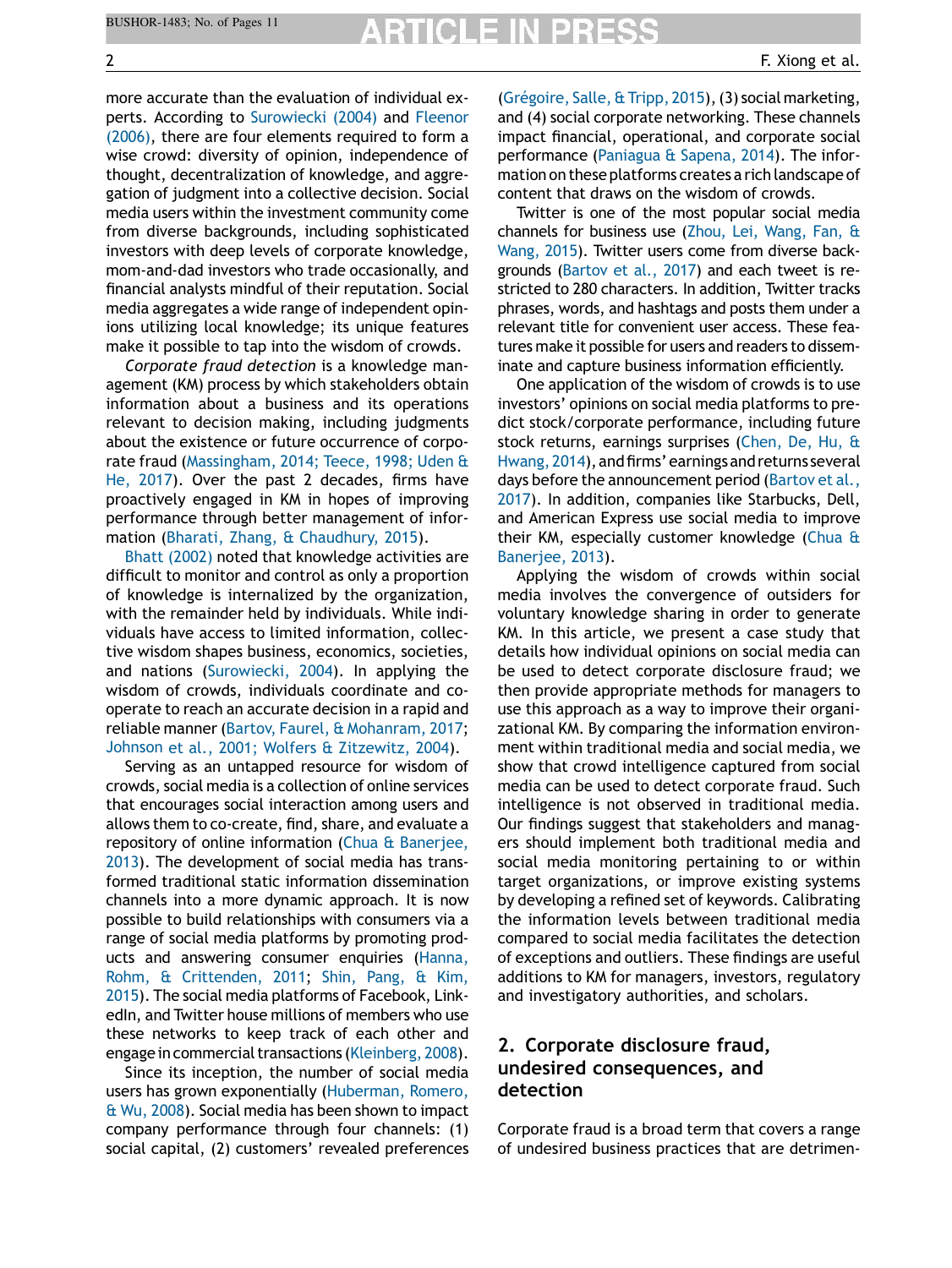more accurate than the evaluation of individual experts. According to Surowiecki (2004) and Fleenor (2006), there are four elements required to form a wise crowd: diversity of opinion, independence of thought, decentralization of knowledge, and aggregation of judgment into a collective decision. Social media users within the investment community come from diverse backgrounds, including sophisticated investors with deep levels of corporate knowledge, mom-and-dad investors who trade occasionally, and financial analysts mindful of their reputation. Social media aggregates a wide range of independent opinions utilizing local knowledge; its unique features make it possible to tap into the wisdom of crowds.

*Corporate fraud detection* is a knowledge management (KM) process by which stakeholders obtain information about a business and its operations relevant to decision making, including judgments about the existence or future occurrence of corporate fraud (Massingham, 2014; Teece, 1998; Uden & He, 2017). Over the past 2 decades, firms have proactively engaged in KM in hopes of improving performance through better management of information (Bharati, Zhang, & Chaudhury, 2015).

Bhatt (2002) noted that knowledge activities are difficult to monitor and control as only a proportion of knowledge is internalized by the organization, with the remainder held by individuals. While individuals have access to limited information, collective wisdom shapes business, economics, societies, and nations (Surowiecki, 2004). In applying the wisdom of crowds, individuals coordinate and cooperate to reach an accurate decision in a rapid and reliable manner (Bartov, Faurel, & Mohanram, 2017; Johnson et al., 2001; Wolfers & Zitzewitz, 2004).

Serving as an untapped resource for wisdom of crowds, social media is a collection of online services that encourages social interaction among users and allows them to co-create, find, share, and evaluate a repository of online information (Chua & Banerjee, 2013). The development of social media has transformed traditional static information dissemination channels into a more dynamic approach. It is now possible to build relationships with consumers via a range of social media platforms by promoting products and answering consumer enquiries (Hanna, Rohm, & Crittenden, 2011; Shin, Pang, & Kim, 2015). The social media platforms of Facebook, LinkedIn, and Twitter house millions of members who use these networks to keep track of each other and engage in commercial transactions (Kleinberg, 2008).

Since its inception, the number of social media users has grown exponentially (Huberman, Romero, & Wu, 2008). Social media has been shown to impact company performance through four channels: (1) social capital, (2) customers' revealed preferences (Grégoire, Salle, & Tripp, 2015), (3) social marketing, and (4) social corporate networking. These channels impact financial, operational, and corporate social performance (Paniagua & Sapena, 2014). The information on these platforms creates a rich landscape of content that draws on the wisdom of crowds.

Twitter is one of the most popular social media channels for business use (Zhou, Lei, Wang, Fan, & Wang, 2015). Twitter users come from diverse backgrounds (Bartov et al., 2017) and each tweet is restricted to 280 characters. In addition, Twitter tracks phrases, words, and hashtags and posts them under a relevant title for convenient user access. These features make it possible for users and readers to disseminate and capture business information efficiently.

One application of the wisdom of crowds is to use investors' opinions on social media platforms to predict stock/corporate performance, including future stock returns, earnings surprises (Chen, De, Hu, & Hwang, 2014), and firms' earnings and returns several days before the announcement period (Bartov et al., 2017). In addition, companies like Starbucks, Dell, and American Express use social media to improve their KM, especially customer knowledge (Chua & Banerjee, 2013).

Applying the wisdom of crowds within social media involves the convergence of outsiders for voluntary knowledge sharing in order to generate KM. In this article, we present a case study that details how individual opinions on social media can be used to detect corporate disclosure fraud; we then provide appropriate methods for managers to use this approach as a way to improve their organizational KM. By comparing the information environment within traditional media and social media, we show that crowd intelligence captured from social media can be used to detect corporate fraud. Such intelligence is not observed in traditional media. Our findings suggest that stakeholders and managers should implement both traditional media and social media monitoring pertaining to or within target organizations, or improve existing systems by developing a refined set of keywords. Calibrating the information levels between traditional media compared to social media facilitates the detection of exceptions and outliers. These findings are useful additions to KM for managers, investors, regulatory and investigatory authorities, and scholars.

## 2. Corporate disclosure fraud, undesired consequences, and detection

Corporate fraud is a broad term that covers a range of undesired business practices that are detrimen-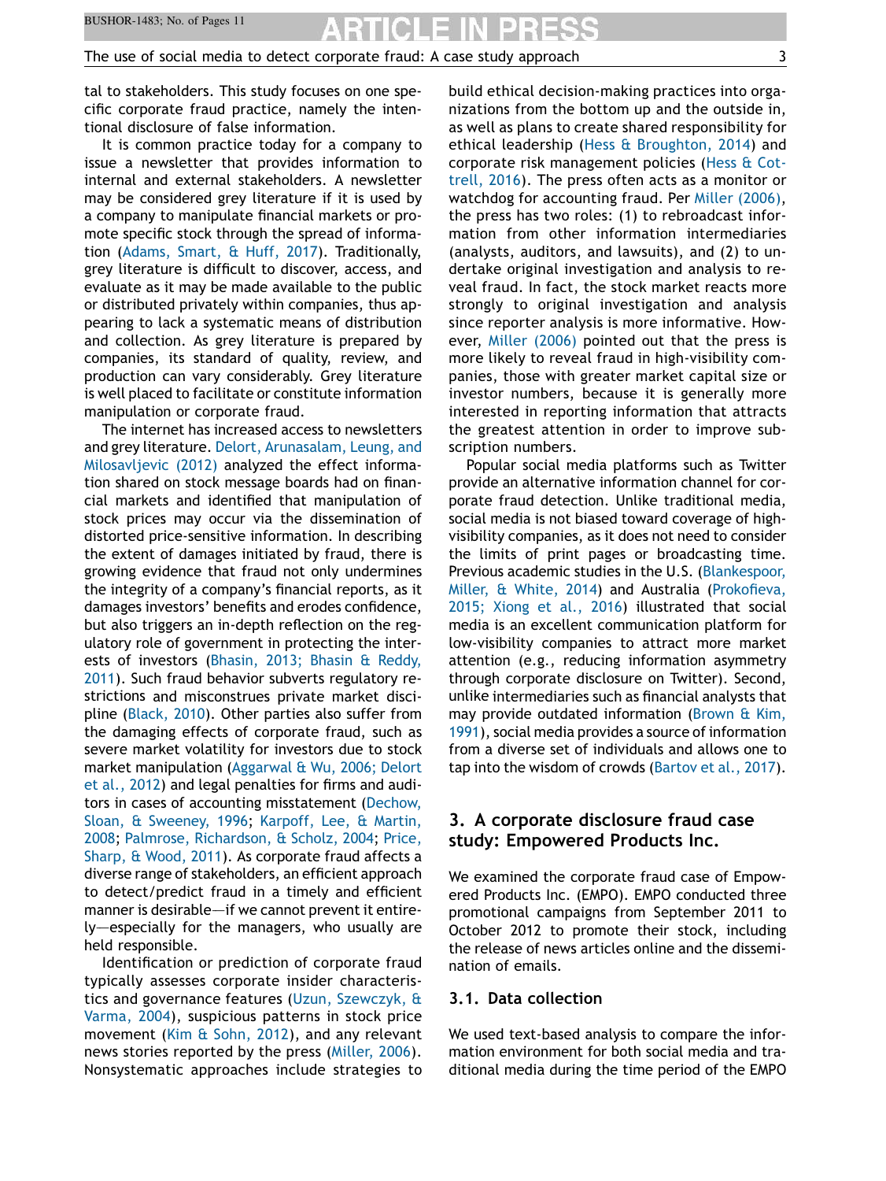tal to stakeholders. This study focuses on one specific corporate fraud practice, namely the intentional disclosure of false information.

It is common practice today for a company to issue a newsletter that provides information to internal and external stakeholders. A newsletter may be considered grey literature if it is used by a company to manipulate financial markets or promote specific stock through the spread of information (Adams, Smart, & Huff, 2017). Traditionally, grey literature is difficult to discover, access, and evaluate as it may be made available to the public or distributed privately within companies, thus appearing to lack a systematic means of distribution and collection. As grey literature is prepared by companies, its standard of quality, review, and production can vary considerably. Grey literature is well placed to facilitate or constitute information manipulation or corporate fraud.

The internet has increased access to newsletters and grey literature. Delort, Arunasalam, Leung, and Milosavljevic (2012) analyzed the effect information shared on stock message boards had on financial markets and identified that manipulation of stock prices may occur via the dissemination of distorted price-sensitive information. In describing the extent of damages initiated by fraud, there is growing evidence that fraud not only undermines the integrity of a company's financial reports, as it damages investors' benefits and erodes confidence, but also triggers an in-depth reflection on the regulatory role of government in protecting the interests of investors (Bhasin, 2013; Bhasin & Reddy, 2011). Such fraud behavior subverts regulatory restrictions and misconstrues private market discipline (Black, 2010). Other parties also suffer from the damaging effects of corporate fraud, such as severe market volatility for investors due to stock market manipulation (Aggarwal & Wu, 2006; Delort et al., 2012) and legal penalties for firms and auditors in cases of accounting misstatement (Dechow, Sloan, & Sweeney, 1996; Karpoff, Lee, & Martin, 2008; Palmrose, Richardson, & Scholz, 2004; Price, Sharp, & Wood, 2011). As corporate fraud affects a diverse range of stakeholders, an efficient approach to detect/predict fraud in a timely and efficient manner is desirable—if we cannot prevent it entirely—especially for the managers, who usually are held responsible.

Identification or prediction of corporate fraud typically assesses corporate insider characteristics and governance features (Uzun, Szewczyk, & Varma, 2004), suspicious patterns in stock price movement (Kim & Sohn, 2012), and any relevant news stories reported by the press (Miller, 2006). Nonsystematic approaches include strategies to build ethical decision-making practices into organizations from the bottom up and the outside in, as well as plans to create shared responsibility for ethical leadership (Hess & Broughton, 2014) and corporate risk management policies (Hess & Cottrell, 2016). The press often acts as a monitor or watchdog for accounting fraud. Per Miller (2006), the press has two roles: (1) to rebroadcast information from other information intermediaries (analysts, auditors, and lawsuits), and (2) to undertake original investigation and analysis to reveal fraud. In fact, the stock market reacts more strongly to original investigation and analysis since reporter analysis is more informative. However, Miller (2006) pointed out that the press is more likely to reveal fraud in high-visibility companies, those with greater market capital size or investor numbers, because it is generally more interested in reporting information that attracts the greatest attention in order to improve subscription numbers.

Popular social media platforms such as Twitter provide an alternative information channel for corporate fraud detection. Unlike traditional media, social media is not biased toward coverage of high-visibility companies, as it does not need to consider the limits of print pages or broadcasting time. Previous academic studies in the U.S. (Blankespoor, Miller, & White, 2014) and Australia (Prokofieva, 2015; Xiong et al., 2016) illustrated that social media is an excellent communication platform for low-visibility companies to attract more market attention (e.g., reducing information asymmetry through corporate disclosure on Twitter). Second, unlike intermediaries such as financial analysts that may provide outdated information (Brown & Kim, 1991), social media provides a source of information from a diverse set of individuals and allows one to tap into the wisdom of crowds (Bartov et al., 2017).

## 3. A corporate disclosure fraud case study: Empowered Products Inc.

We examined the corporate fraud case of Empowered Products Inc. (EMPO). EMPO conducted three promotional campaigns from September 2011 to October 2012 to promote their stock, including the release of news articles online and the dissemination of emails.

### 3.1. Data collection

We used text-based analysis to compare the information environment for both social media and traditional media during the time period of the EMPO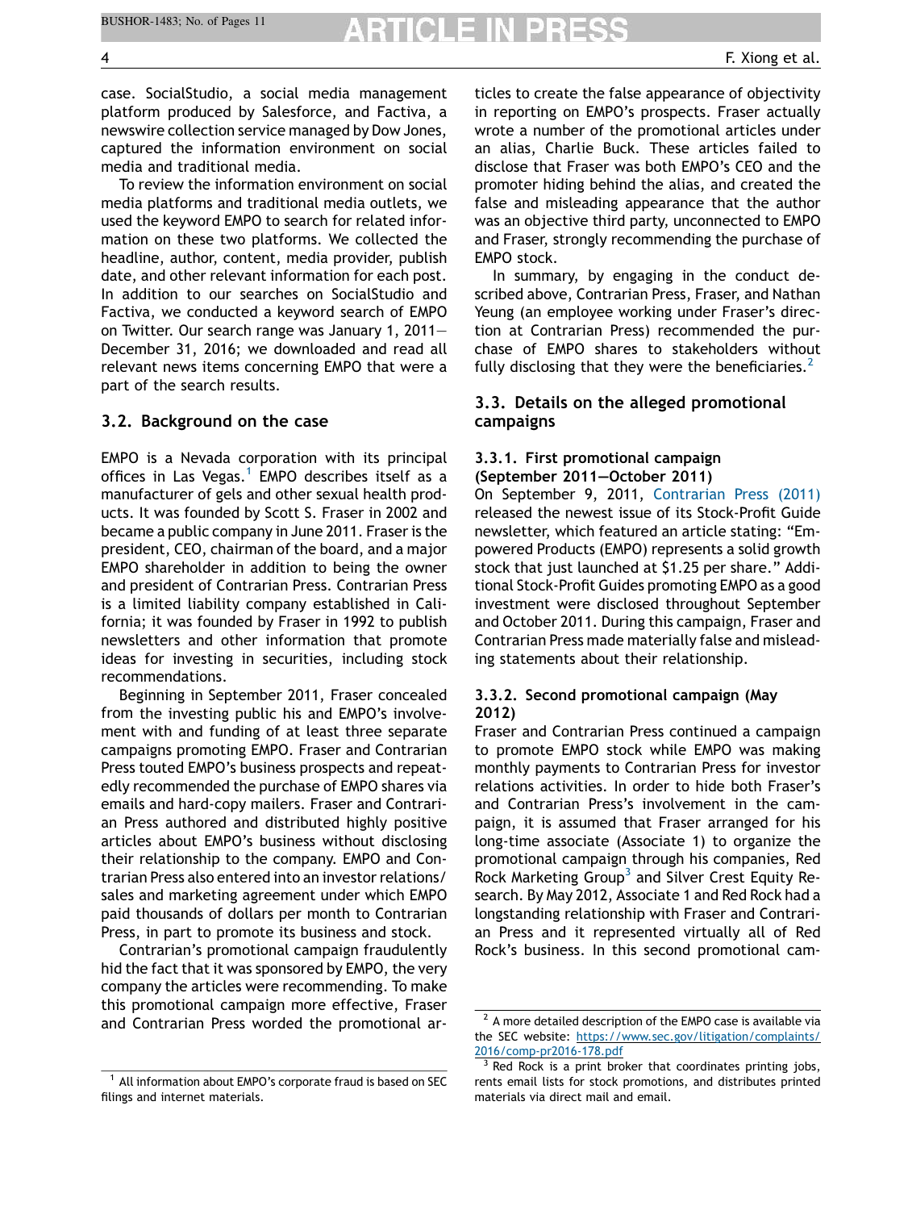case. SocialStudio, a social media management platform produced by Salesforce, and Factiva, a newswire collection service managed by Dow Jones, captured the information environment on social media and traditional media.

To review the information environment on social media platforms and traditional media outlets, we used the keyword EMPO to search for related information on these two platforms. We collected the headline, author, content, media provider, publish date, and other relevant information for each post. In addition to our searches on SocialStudio and Factiva, we conducted a keyword search of EMPO on Twitter. Our search range was January 1, 2011–December 31, 2016; we downloaded and read all relevant news items concerning EMPO that were a part of the search results.

### 3.2. Background on the case

EMPO is a Nevada corporation with its principal offices in Las Vegas.[1] EMPO describes itself as a manufacturer of gels and other sexual health products. It was founded by Scott S. Fraser in 2002 and became a public company in June 2011. Fraser is the president, CEO, chairman of the board, and a major EMPO shareholder in addition to being the owner and president of Contrarian Press. Contrarian Press is a limited liability company established in California; it was founded by Fraser in 1992 to publish newsletters and other information that promote ideas for investing in securities, including stock recommendations.

Beginning in September 2011, Fraser concealed from the investing public his and EMPO's involvement with and funding of at least three separate campaigns promoting EMPO. Fraser and Contrarian Press touted EMPO's business prospects and repeatedly recommended the purchase of EMPO shares via emails and hard-copy mailers. Fraser and Contrarian Press authored and distributed highly positive articles about EMPO's business without disclosing their relationship to the company. EMPO and Contrarian Press also entered into an investor relations/sales and marketing agreement under which EMPO paid thousands of dollars per month to Contrarian Press, in part to promote its business and stock.

Contrarian's promotional campaign fraudulently hid the fact that it was sponsored by EMPO, the very company the articles were recommending. To make this promotional campaign more effective, Fraser and Contrarian Press worded the promotional articles to create the false appearance of objectivity in reporting on EMPO's prospects. Fraser actually wrote a number of the promotional articles under an alias, Charlie Buck. These articles failed to disclose that Fraser was both EMPO's CEO and the promoter hiding behind the alias, and created the false and misleading appearance that the author was an objective third party, unconnected to EMPO and Fraser, strongly recommending the purchase of EMPO stock.

In summary, by engaging in the conduct described above, Contrarian Press, Fraser, and Nathan Yeung (an employee working under Fraser's direction at Contrarian Press) recommended the purchase of EMPO shares to stakeholders without fully disclosing that they were the beneficiaries.[2]

### 3.3. Details on the alleged promotional campaigns

#### 3.3.1. First promotional campaign (September 2011—October 2011)

On September 9, 2011, Contrarian Press (2011) released the newest issue of its Stock-Profit Guide newsletter, which featured an article stating: "Empowered Products (EMPO) represents a solid growth stock that just launched at $1.25 per share." Additional Stock-Profit Guides promoting EMPO as a good investment were disclosed throughout September and October 2011. During this campaign, Fraser and Contrarian Press made materially false and misleading statements about their relationship.

#### 3.3.2. Second promotional campaign (May 2012)

Fraser and Contrarian Press continued a campaign to promote EMPO stock while EMPO was making monthly payments to Contrarian Press for investor relations activities. In order to hide both Fraser's and Contrarian Press's involvement in the campaign, it is assumed that Fraser arranged for his long-time associate (Associate 1) to organize the promotional campaign through his companies, Red Rock Marketing Group[3] and Silver Crest Equity Research. By May 2012, Associate 1 and Red Rock had a longstanding relationship with Fraser and Contrarian Press and it represented virtually all of Red Rock's business. In this second promotional cam-

---

[1] All information about EMPO's corporate fraud is based on SEC filings and internet materials.

[2] A more detailed description of the EMPO case is available via the SEC website: https://www.sec.gov/litigation/complaints/2016/comp-pr2016-178.pdf

[3] Red Rock is a print broker that coordinates printing jobs, rents email lists for stock promotions, and distributes printed materials via direct mail and email.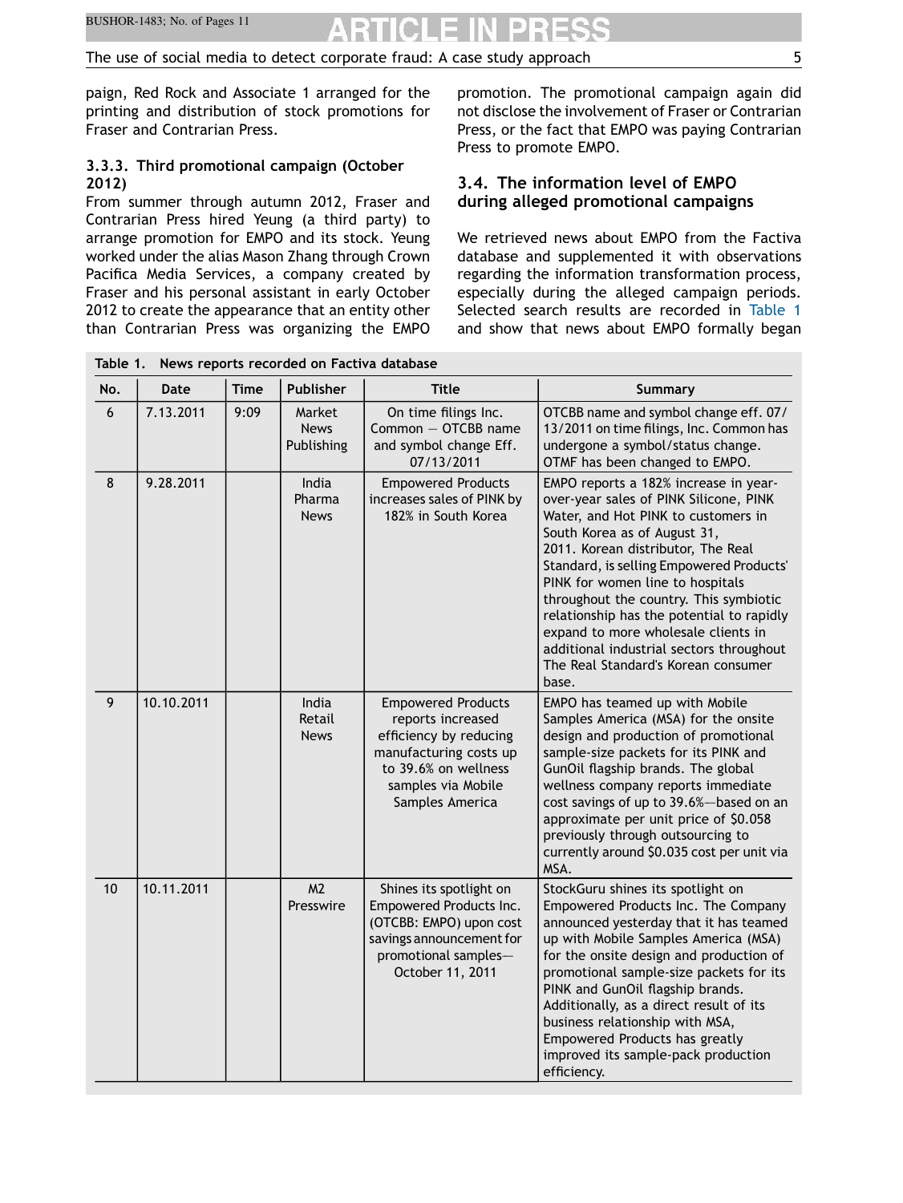paign, Red Rock and Associate 1 arranged for the printing and distribution of stock promotions for Fraser and Contrarian Press.

### 3.3.3. Third promotional campaign (October 2012)

From summer through autumn 2012, Fraser and Contrarian Press hired Yeung (a third party) to arrange promotion for EMPO and its stock. Yeung worked under the alias Mason Zhang through Crown Pacifica Media Services, a company created by Fraser and his personal assistant in early October 2012 to create the appearance that an entity other than Contrarian Press was organizing the EMPO promotion. The promotional campaign again did not disclose the involvement of Fraser or Contrarian Press, or the fact that EMPO was paying Contrarian Press to promote EMPO.

## 3.4. The information level of EMPO during alleged promotional campaigns

We retrieved news about EMPO from the Factiva database and supplemented it with observations regarding the information transformation process, especially during the alleged campaign periods. Selected search results are recorded in Table 1 and show that news about EMPO formally began

**Table 1. News reports recorded on Factiva database**

| No. | Date | Time | Publisher | Title | Summary |
|---|---|---|---|---|---|
| 6 | 7.13.2011 | 9:09 | Market News Publishing | On time filings Inc. Common — OTCBB name and symbol change Eff. 07/13/2011 | OTCBB name and symbol change eff. 07/13/2011 on time filings, Inc. Common has undergone a symbol/status change. OTMF has been changed to EMPO. |
| 8 | 9.28.2011 | | India Pharma News | Empowered Products increases sales of PINK by 182% in South Korea | EMPO reports a 182% increase in year-over-year sales of PINK Silicone, PINK Water, and Hot PINK to customers in South Korea as of August 31, 2011. Korean distributor, The Real Standard, is selling Empowered Products' PINK for women line to hospitals throughout the country. This symbiotic relationship has the potential to rapidly expand to more wholesale clients in additional industrial sectors throughout The Real Standard's Korean consumer base. |
| 9 | 10.10.2011 | | India Retail News | Empowered Products reports increased efficiency by reducing manufacturing costs up to 39.6% on wellness samples via Mobile Samples America | EMPO has teamed up with Mobile Samples America (MSA) for the onsite design and production of promotional sample-size packets for its PINK and GunOil flagship brands. The global wellness company reports immediate cost savings of up to 39.6%—based on an approximate per unit price of $0.058 previously through outsourcing to currently around $0.035 cost per unit via MSA. |
| 10 | 10.11.2011 | | M2 Presswire | Shines its spotlight on Empowered Products Inc. (OTCBB: EMPO) upon cost savings announcement for promotional samples—October 11, 2011 | StockGuru shines its spotlight on Empowered Products Inc. The Company announced yesterday that it has teamed up with Mobile Samples America (MSA) for the onsite design and production of promotional sample-size packets for its PINK and GunOil flagship brands. Additionally, as a direct result of its business relationship with MSA, Empowered Products has greatly improved its sample-pack production efficiency. |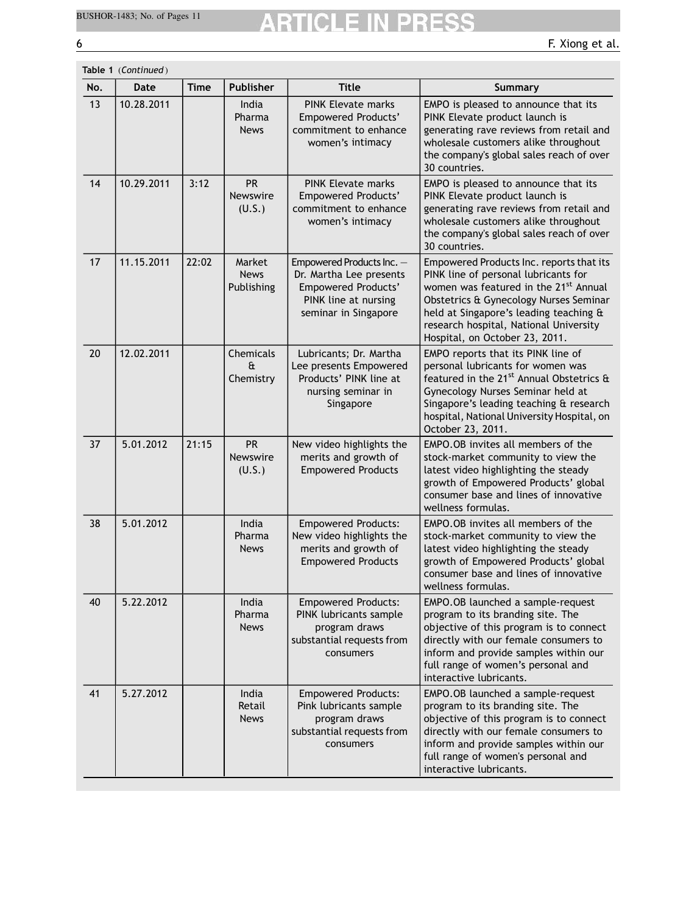Table 1 (*Continued*)

| No. | Date | Time | Publisher | Title | Summary |
|---|---|---|---|---|---|
| 13 | 10.28.2011 | | India Pharma News | PINK Elevate marks Empowered Products' commitment to enhance women's intimacy | EMPO is pleased to announce that its PINK Elevate product launch is generating rave reviews from retail and wholesale customers alike throughout the company's global sales reach of over 30 countries. |
| 14 | 10.29.2011 | 3:12 | PR Newswire (U.S.) | PINK Elevate marks Empowered Products' commitment to enhance women's intimacy | EMPO is pleased to announce that its PINK Elevate product launch is generating rave reviews from retail and wholesale customers alike throughout the company's global sales reach of over 30 countries. |
| 17 | 11.15.2011 | 22:02 | Market News Publishing | Empowered Products Inc. — Dr. Martha Lee presents Empowered Products' PINK line at nursing seminar in Singapore | Empowered Products Inc. reports that its PINK line of personal lubricants for women was featured in the 21st Annual Obstetrics & Gynecology Nurses Seminar held at Singapore's leading teaching & research hospital, National University Hospital, on October 23, 2011. |
| 20 | 12.02.2011 | | Chemicals & Chemistry | Lubricants; Dr. Martha Lee presents Empowered Products' PINK line at nursing seminar in Singapore | EMPO reports that its PINK line of personal lubricants for women was featured in the 21st Annual Obstetrics & Gynecology Nurses Seminar held at Singapore's leading teaching & research hospital, National University Hospital, on October 23, 2011. |
| 37 | 5.01.2012 | 21:15 | PR Newswire (U.S.) | New video highlights the merits and growth of Empowered Products | EMPO.OB invites all members of the stock-market community to view the latest video highlighting the steady growth of Empowered Products' global consumer base and lines of innovative wellness formulas. |
| 38 | 5.01.2012 | | India Pharma News | Empowered Products: New video highlights the merits and growth of Empowered Products | EMPO.OB invites all members of the stock-market community to view the latest video highlighting the steady growth of Empowered Products' global consumer base and lines of innovative wellness formulas. |
| 40 | 5.22.2012 | | India Pharma News | Empowered Products: PINK lubricants sample program draws substantial requests from consumers | EMPO.OB launched a sample-request program to its branding site. The objective of this program is to connect directly with our female consumers to inform and provide samples within our full range of women's personal and interactive lubricants. |
| 41 | 5.27.2012 | | India Retail News | Empowered Products: Pink lubricants sample program draws substantial requests from consumers | EMPO.OB launched a sample-request program to its branding site. The objective of this program is to connect directly with our female consumers to inform and provide samples within our full range of women's personal and interactive lubricants. |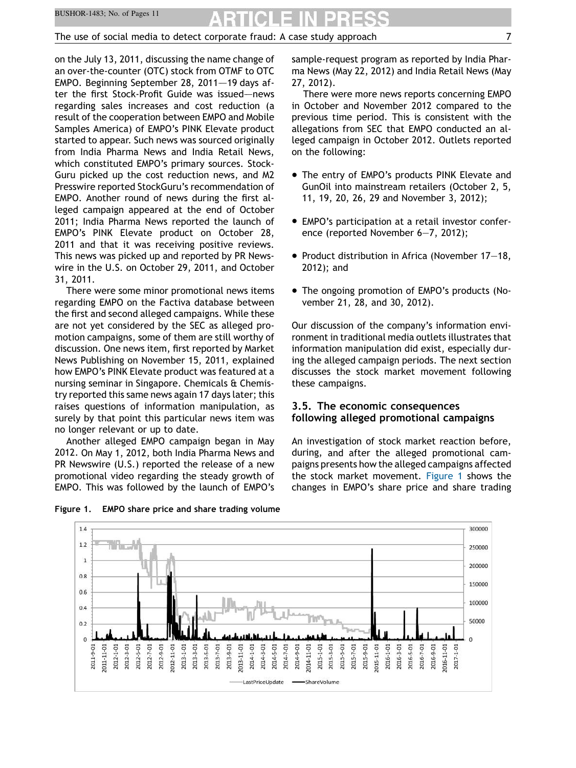on the July 13, 2011, discussing the name change of an over-the-counter (OTC) stock from OTMF to OTC EMPO. Beginning September 28, 2011—19 days after the first Stock-Profit Guide was issued—news regarding sales increases and cost reduction (a result of the cooperation between EMPO and Mobile Samples America) of EMPO's PINK Elevate product started to appear. Such news was sourced originally from India Pharma News and India Retail News, which constituted EMPO's primary sources. StockGuru picked up the cost reduction news, and M2 Presswire reported StockGuru's recommendation of EMPO. Another round of news during the first alleged campaign appeared at the end of October 2011; India Pharma News reported the launch of EMPO's PINK Elevate product on October 28, 2011 and that it was receiving positive reviews. This news was picked up and reported by PR Newswire in the U.S. on October 29, 2011, and October 31, 2011.

There were some minor promotional news items regarding EMPO on the Factiva database between the first and second alleged campaigns. While these are not yet considered by the SEC as alleged promotion campaigns, some of them are still worthy of discussion. One news item, first reported by Market News Publishing on November 15, 2011, explained how EMPO's PINK Elevate product was featured at a nursing seminar in Singapore. Chemicals & Chemistry reported this same news again 17 days later; this raises questions of information manipulation, as surely by that point this particular news item was no longer relevant or up to date.

Another alleged EMPO campaign began in May 2012. On May 1, 2012, both India Pharma News and PR Newswire (U.S.) reported the release of a new promotional video regarding the steady growth of EMPO. This was followed by the launch of EMPO's sample-request program as reported by India Pharma News (May 22, 2012) and India Retail News (May 27, 2012).

There were more news reports concerning EMPO in October and November 2012 compared to the previous time period. This is consistent with the allegations from SEC that EMPO conducted an alleged campaign in October 2012. Outlets reported on the following:

- The entry of EMPO's products PINK Elevate and GunOil into mainstream retailers (October 2, 5, 11, 19, 20, 26, 29 and November 3, 2012);
- EMPO's participation at a retail investor conference (reported November 6–7, 2012);
- Product distribution in Africa (November 17–18, 2012); and
- The ongoing promotion of EMPO's products (November 21, 28, and 30, 2012).

Our discussion of the company's information environment in traditional media outlets illustrates that information manipulation did exist, especially during the alleged campaign periods. The next section discusses the stock market movement following these campaigns.

### 3.5. The economic consequences following alleged promotional campaigns

An investigation of stock market reaction before, during, and after the alleged promotional campaigns presents how the alleged campaigns affected the stock market movement. Figure 1 shows the changes in EMPO's share price and share trading

**Figure 1. EMPO share price and share trading volume**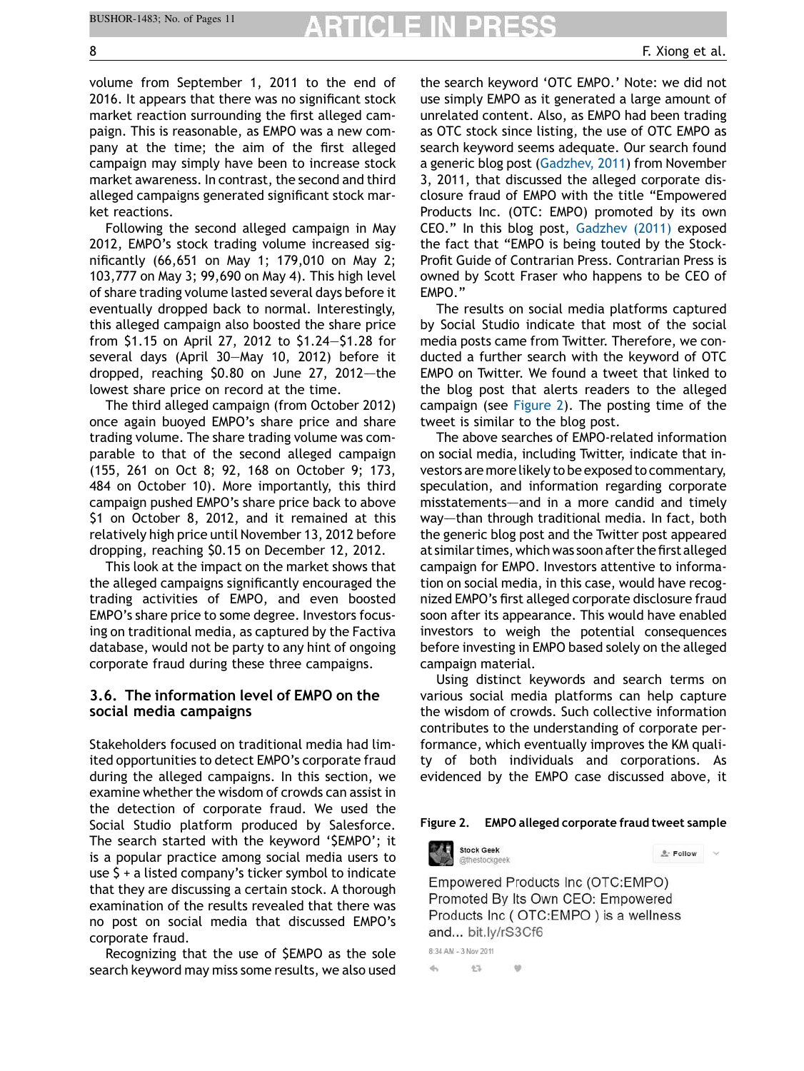volume from September 1, 2011 to the end of 2016. It appears that there was no significant stock market reaction surrounding the first alleged campaign. This is reasonable, as EMPO was a new company at the time; the aim of the first alleged campaign may simply have been to increase stock market awareness. In contrast, the second and third alleged campaigns generated significant stock market reactions.

Following the second alleged campaign in May 2012, EMPO's stock trading volume increased significantly (66,651 on May 1; 179,010 on May 2; 103,777 on May 3; 99,690 on May 4). This high level of share trading volume lasted several days before it eventually dropped back to normal. Interestingly, this alleged campaign also boosted the share price from $1.15 on April 27, 2012 to $1.24–$1.28 for several days (April 30–May 10, 2012) before it dropped, reaching $0.80 on June 27, 2012—the lowest share price on record at the time.

The third alleged campaign (from October 2012) once again buoyed EMPO's share price and share trading volume. The share trading volume was comparable to that of the second alleged campaign (155, 261 on Oct 8; 92, 168 on October 9; 173, 484 on October 10). More importantly, this third campaign pushed EMPO's share price back to above $1 on October 8, 2012, and it remained at this relatively high price until November 13, 2012 before dropping, reaching $0.15 on December 12, 2012.

This look at the impact on the market shows that the alleged campaigns significantly encouraged the trading activities of EMPO, and even boosted EMPO's share price to some degree. Investors focusing on traditional media, as captured by the Factiva database, would not be party to any hint of ongoing corporate fraud during these three campaigns.

### 3.6. The information level of EMPO on the social media campaigns

Stakeholders focused on traditional media had limited opportunities to detect EMPO's corporate fraud during the alleged campaigns. In this section, we examine whether the wisdom of crowds can assist in the detection of corporate fraud. We used the Social Studio platform produced by Salesforce. The search started with the keyword '$EMPO'; it is a popular practice among social media users to use $ + a listed company's ticker symbol to indicate that they are discussing a certain stock. A thorough examination of the results revealed that there was no post on social media that discussed EMPO's corporate fraud.

Recognizing that the use of $EMPO as the sole search keyword may miss some results, we also used the search keyword 'OTC EMPO.' Note: we did not use simply EMPO as it generated a large amount of unrelated content. Also, as EMPO had been trading as OTC stock since listing, the use of OTC EMPO as search keyword seems adequate. Our search found a generic blog post (Gadzhev, 2011) from November 3, 2011, that discussed the alleged corporate disclosure fraud of EMPO with the title "Empowered Products Inc. (OTC: EMPO) promoted by its own CEO." In this blog post, Gadzhev (2011) exposed the fact that "EMPO is being touted by the Stock-Profit Guide of Contrarian Press. Contrarian Press is owned by Scott Fraser who happens to be CEO of EMPO."

The results on social media platforms captured by Social Studio indicate that most of the social media posts came from Twitter. Therefore, we conducted a further search with the keyword of OTC EMPO on Twitter. We found a tweet that linked to the blog post that alerts readers to the alleged campaign (see Figure 2). The posting time of the tweet is similar to the blog post.

The above searches of EMPO-related information on social media, including Twitter, indicate that investors are more likely to be exposed to commentary, speculation, and information regarding corporate misstatements—and in a more candid and timely way—than through traditional media. In fact, both the generic blog post and the Twitter post appeared at similar times, which was soon after the first alleged campaign for EMPO. Investors attentive to information on social media, in this case, would have recognized EMPO's first alleged corporate disclosure fraud soon after its appearance. This would have enabled investors to weigh the potential consequences before investing in EMPO based solely on the alleged campaign material.

Using distinct keywords and search terms on various social media platforms can help capture the wisdom of crowds. Such collective information contributes to the understanding of corporate performance, which eventually improves the KM quality of both individuals and corporations. As evidenced by the EMPO case discussed above, it

**Figure 2. EMPO alleged corporate fraud tweet sample**

Stock Geek @thestockgeek

Empowered Products Inc (OTC:EMPO) Promoted By Its Own CEO: Empowered Products Inc ( OTC:EMPO ) is a wellness and... bit.ly/rS3Cf6

8:34 AM - 3 Nov 2011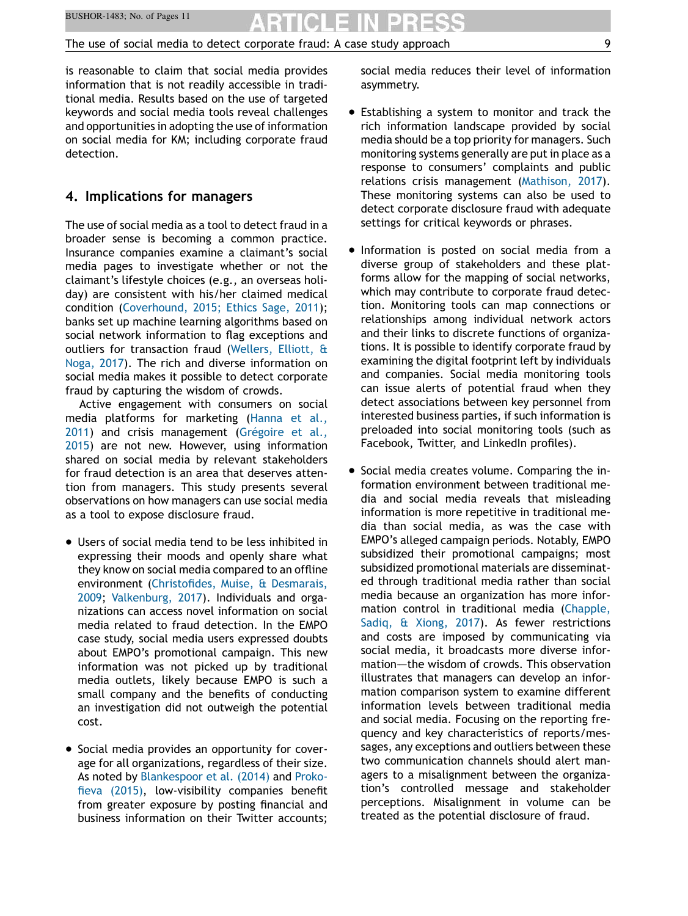is reasonable to claim that social media provides information that is not readily accessible in traditional media. Results based on the use of targeted keywords and social media tools reveal challenges and opportunities in adopting the use of information on social media for KM; including corporate fraud detection.

## 4. Implications for managers

The use of social media as a tool to detect fraud in a broader sense is becoming a common practice. Insurance companies examine a claimant's social media pages to investigate whether or not the claimant's lifestyle choices (e.g., an overseas holiday) are consistent with his/her claimed medical condition (Coverhound, 2015; Ethics Sage, 2011); banks set up machine learning algorithms based on social network information to flag exceptions and outliers for transaction fraud (Wellers, Elliott, & Noga, 2017). The rich and diverse information on social media makes it possible to detect corporate fraud by capturing the wisdom of crowds.

Active engagement with consumers on social media platforms for marketing (Hanna et al., 2011) and crisis management (Grégoire et al., 2015) are not new. However, using information shared on social media by relevant stakeholders for fraud detection is an area that deserves attention from managers. This study presents several observations on how managers can use social media as a tool to expose disclosure fraud.

- Users of social media tend to be less inhibited in expressing their moods and openly share what they know on social media compared to an offline environment (Christofides, Muise, & Desmarais, 2009; Valkenburg, 2017). Individuals and organizations can access novel information on social media related to fraud detection. In the EMPO case study, social media users expressed doubts about EMPO's promotional campaign. This new information was not picked up by traditional media outlets, likely because EMPO is such a small company and the benefits of conducting an investigation did not outweigh the potential cost.

- Social media provides an opportunity for coverage for all organizations, regardless of their size. As noted by Blankespoor et al. (2014) and Prokofieva (2015), low-visibility companies benefit from greater exposure by posting financial and business information on their Twitter accounts; social media reduces their level of information asymmetry.

- Establishing a system to monitor and track the rich information landscape provided by social media should be a top priority for managers. Such monitoring systems generally are put in place as a response to consumers' complaints and public relations crisis management (Mathison, 2017). These monitoring systems can also be used to detect corporate disclosure fraud with adequate settings for critical keywords or phrases.

- Information is posted on social media from a diverse group of stakeholders and these platforms allow for the mapping of social networks, which may contribute to corporate fraud detection. Monitoring tools can map connections or relationships among individual network actors and their links to discrete functions of organizations. It is possible to identify corporate fraud by examining the digital footprint left by individuals and companies. Social media monitoring tools can issue alerts of potential fraud when they detect associations between key personnel from interested business parties, if such information is preloaded into social monitoring tools (such as Facebook, Twitter, and LinkedIn profiles).

- Social media creates volume. Comparing the information environment between traditional media and social media reveals that misleading information is more repetitive in traditional media than social media, as was the case with EMPO's alleged campaign periods. Notably, EMPO subsidized their promotional campaigns; most subsidized promotional materials are disseminated through traditional media rather than social media because an organization has more information control in traditional media (Chapple, Sadiq, & Xiong, 2017). As fewer restrictions and costs are imposed by communicating via social media, it broadcasts more diverse information—the wisdom of crowds. This observation illustrates that managers can develop an information comparison system to examine different information levels between traditional media and social media. Focusing on the reporting frequency and key characteristics of reports/messages, any exceptions and outliers between these two communication channels should alert managers to a misalignment between the organization's controlled message and stakeholder perceptions. Misalignment in volume can be treated as the potential disclosure of fraud.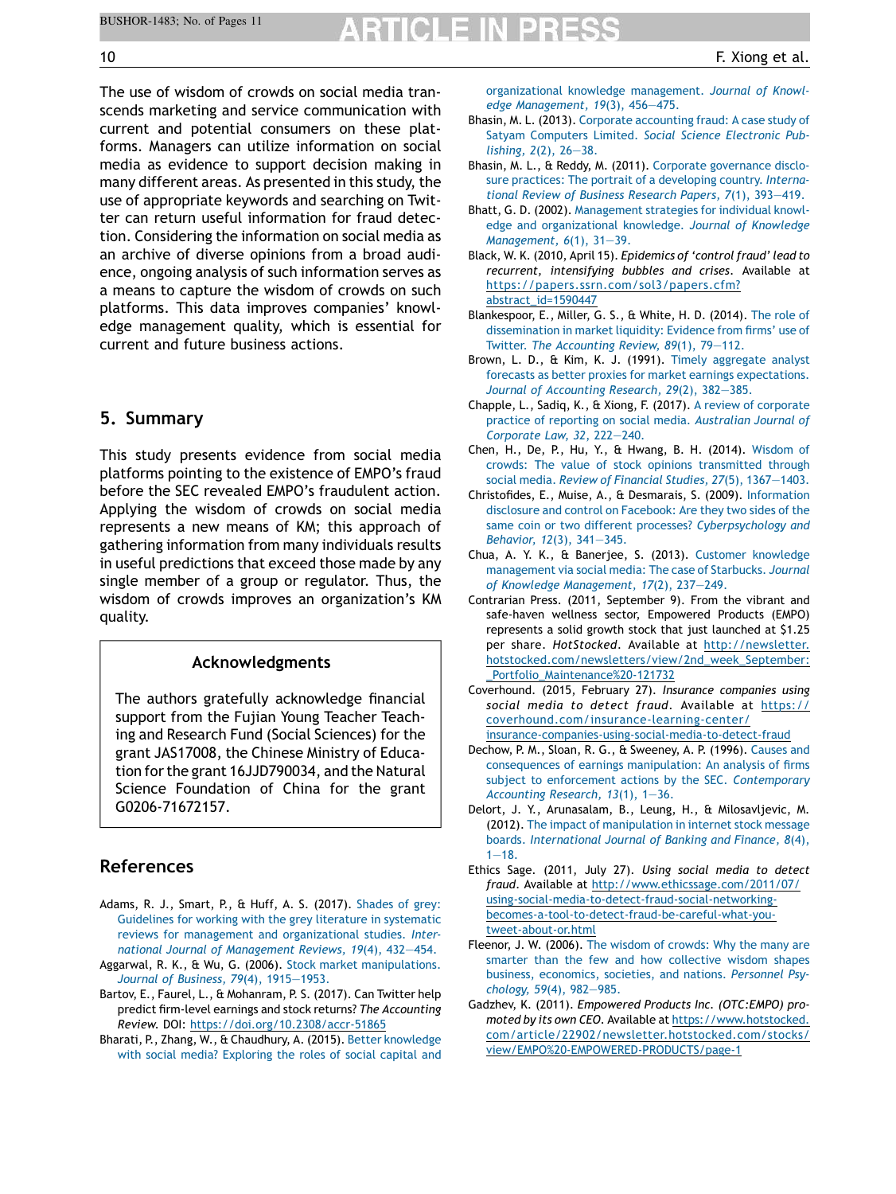The use of wisdom of crowds on social media transcends marketing and service communication with current and potential consumers on these platforms. Managers can utilize information on social media as evidence to support decision making in many different areas. As presented in this study, the use of appropriate keywords and searching on Twitter can return useful information for fraud detection. Considering the information on social media as an archive of diverse opinions from a broad audience, ongoing analysis of such information serves as a means to capture the wisdom of crowds on such platforms. This data improves companies' knowledge management quality, which is essential for current and future business actions.

## 5. Summary

This study presents evidence from social media platforms pointing to the existence of EMPO's fraud before the SEC revealed EMPO's fraudulent action. Applying the wisdom of crowds on social media represents a new means of KM; this approach of gathering information from many individuals results in useful predictions that exceed those made by any single member of a group or regulator. Thus, the wisdom of crowds improves an organization's KM quality.

### Acknowledgments

The authors gratefully acknowledge financial support from the Fujian Young Teacher Teaching and Research Fund (Social Sciences) for the grant JAS17008, the Chinese Ministry of Education for the grant 16JJD790034, and the Natural Science Foundation of China for the grant G0206-71672157.

## References

Adams, R. J., Smart, P., & Huff, A. S. (2017). Shades of grey: Guidelines for working with the grey literature in systematic reviews for management and organizational studies. *International Journal of Management Reviews, 19*(4), 432—454.

Aggarwal, R. K., & Wu, G. (2006). Stock market manipulations. *Journal of Business, 79*(4), 1915—1953.

Bartov, E., Faurel, L., & Mohanram, P. S. (2017). Can Twitter help predict firm-level earnings and stock returns? *The Accounting Review*. DOI: https://doi.org/10.2308/accr-51865

Bharati, P., Zhang, W., & Chaudhury, A. (2015). Better knowledge with social media? Exploring the roles of social capital and organizational knowledge management. *Journal of Knowledge Management, 19*(3), 456—475.

Bhasin, M. L. (2013). Corporate accounting fraud: A case study of Satyam Computers Limited. *Social Science Electronic Publishing, 2*(2), 26—38.

Bhasin, M. L., & Reddy, M. (2011). Corporate governance disclosure practices: The portrait of a developing country. *International Review of Business Research Papers, 7*(1), 393—419.

Bhatt, G. D. (2002). Management strategies for individual knowledge and organizational knowledge. *Journal of Knowledge Management, 6*(1), 31—39.

Black, W. K. (2010, April 15). *Epidemics of 'control fraud' lead to recurrent, intensifying bubbles and crises*. Available at https://papers.ssrn.com/sol3/papers.cfm?abstract_id=1590447

Blankespoor, E., Miller, G. S., & White, H. D. (2014). The role of dissemination in market liquidity: Evidence from firms' use of Twitter. *The Accounting Review, 89*(1), 79—112.

Brown, L. D., & Kim, K. J. (1991). Timely aggregate analyst forecasts as better proxies for market earnings expectations. *Journal of Accounting Research, 29*(2), 382—385.

Chapple, L., Sadiq, K., & Xiong, F. (2017). A review of corporate practice of reporting on social media. *Australian Journal of Corporate Law, 32*, 222—240.

Chen, H., De, P., Hu, Y., & Hwang, B. H. (2014). Wisdom of crowds: The value of stock opinions transmitted through social media. *Review of Financial Studies, 27*(5), 1367—1403.

Christofides, E., Muise, A., & Desmarais, S. (2009). Information disclosure and control on Facebook: Are they two sides of the same coin or two different processes? *Cyberpsychology and Behavior, 12*(3), 341—345.

Chua, A. Y. K., & Banerjee, S. (2013). Customer knowledge management via social media: The case of Starbucks. *Journal of Knowledge Management, 17*(2), 237—249.

Contrarian Press. (2011, September 9). From the vibrant and safe-haven wellness sector, Empowered Products (EMPO) represents a solid growth stock that just launched at $1.25 per share. *HotStocked*. Available at http://newsletter.hotstocked.com/newsletters/view/2nd_week_September:_Portfolio_Maintenance%20-121732

Coverhound. (2015, February 27). *Insurance companies using social media to detect fraud*. Available at https://coverhound.com/insurance-learning-center/insurance-companies-using-social-media-to-detect-fraud

Dechow, P. M., Sloan, R. G., & Sweeney, A. P. (1996). Causes and consequences of earnings manipulation: An analysis of firms subject to enforcement actions by the SEC. *Contemporary Accounting Research, 13*(1), 1—36.

Delort, J. Y., Arunasalam, B., Leung, H., & Milosavljevic, M. (2012). The impact of manipulation in internet stock message boards. *International Journal of Banking and Finance, 8*(4), 1—18.

Ethics Sage. (2011, July 27). *Using social media to detect fraud*. Available at http://www.ethicssage.com/2011/07/using-social-media-to-detect-fraud-social-networking-becomes-a-tool-to-detect-fraud-be-careful-what-you-tweet-about-or.html

Fleenor, J. W. (2006). The wisdom of crowds: Why the many are smarter than the few and how collective wisdom shapes business, economics, societies, and nations. *Personnel Psychology, 59*(4), 982—985.

Gadzhev, K. (2011). *Empowered Products Inc. (OTC:EMPO) promoted by its own CEO*. Available at https://www.hotstocked.com/article/22902/newsletter.hotstocked.com/stocks/view/EMPO%20-EMPOWERED-PRODUCTS/page-1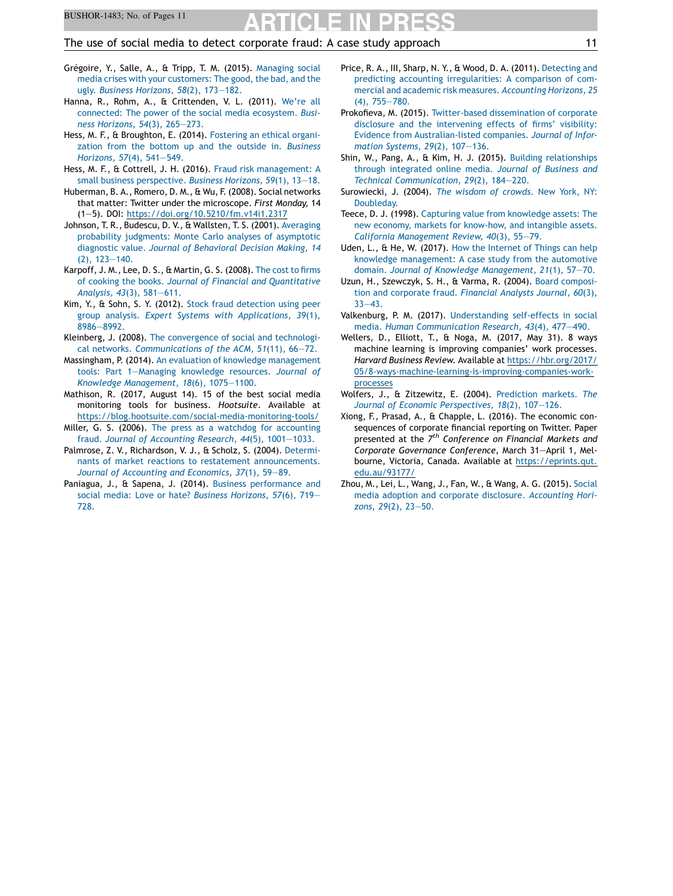Grégoire, Y., Salle, A., & Tripp, T. M. (2015). Managing social media crises with your customers: The good, the bad, and the ugly. *Business Horizons, 58*(2), 173–182.

Hanna, R., Rohm, A., & Crittenden, V. L. (2011). We're all connected: The power of the social media ecosystem. *Business Horizons, 54*(3), 265–273.

Hess, M. F., & Broughton, E. (2014). Fostering an ethical organization from the bottom up and the outside in. *Business Horizons, 57*(4), 541–549.

Hess, M. F., & Cottrell, J. H. (2016). Fraud risk management: A small business perspective. *Business Horizons, 59*(1), 13–18.

Huberman, B. A., Romero, D. M., & Wu, F. (2008). Social networks that matter: Twitter under the microscope. *First Monday,* 14 (1–5). DOI: https://doi.org/10.5210/fm.v14i1.2317

Johnson, T. R., Budescu, D. V., & Wallsten, T. S. (2001). Averaging probability judgments: Monte Carlo analyses of asymptotic diagnostic value. *Journal of Behavioral Decision Making, 14*(2), 123–140.

Karpoff, J. M., Lee, D. S., & Martin, G. S. (2008). The cost to firms of cooking the books. *Journal of Financial and Quantitative Analysis, 43*(3), 581–611.

Kim, Y., & Sohn, S. Y. (2012). Stock fraud detection using peer group analysis. *Expert Systems with Applications, 39*(1), 8986–8992.

Kleinberg, J. (2008). The convergence of social and technological networks. *Communications of the ACM, 51*(11), 66–72.

Massingham, P. (2014). An evaluation of knowledge management tools: Part 1—Managing knowledge resources. *Journal of Knowledge Management, 18*(6), 1075–1100.

Mathison, R. (2017, August 14). 15 of the best social media monitoring tools for business. *Hootsuite*. Available at https://blog.hootsuite.com/social-media-monitoring-tools/

Miller, G. S. (2006). The press as a watchdog for accounting fraud. *Journal of Accounting Research, 44*(5), 1001–1033.

Palmrose, Z. V., Richardson, V. J., & Scholz, S. (2004). Determinants of market reactions to restatement announcements. *Journal of Accounting and Economics, 37*(1), 59–89.

Paniagua, J., & Sapena, J. (2014). Business performance and social media: Love or hate? *Business Horizons, 57*(6), 719–728.

Price, R. A., III, Sharp, N. Y., & Wood, D. A. (2011). Detecting and predicting accounting irregularities: A comparison of commercial and academic risk measures. *Accounting Horizons, 25*(4), 755–780.

Prokofieva, M. (2015). Twitter-based dissemination of corporate disclosure and the intervening effects of firms' visibility: Evidence from Australian-listed companies. *Journal of Information Systems, 29*(2), 107–136.

Shin, W., Pang, A., & Kim, H. J. (2015). Building relationships through integrated online media. *Journal of Business and Technical Communication, 29*(2), 184–220.

Surowiecki, J. (2004). *The wisdom of crowds*. New York, NY: Doubleday.

Teece, D. J. (1998). Capturing value from knowledge assets: The new economy, markets for know-how, and intangible assets. *California Management Review, 40*(3), 55–79.

Uden, L., & He, W. (2017). How the Internet of Things can help knowledge management: A case study from the automotive domain. *Journal of Knowledge Management, 21*(1), 57–70.

Uzun, H., Szewczyk, S. H., & Varma, R. (2004). Board composition and corporate fraud. *Financial Analysts Journal, 60*(3), 33–43.

Valkenburg, P. M. (2017). Understanding self-effects in social media. *Human Communication Research, 43*(4), 477–490.

Wellers, D., Elliott, T., & Noga, M. (2017, May 31). 8 ways machine learning is improving companies' work processes. *Harvard Business Review*. Available at https://hbr.org/2017/05/8-ways-machine-learning-is-improving-companies-work-processes

Wolfers, J., & Zitzewitz, E. (2004). Prediction markets. *The Journal of Economic Perspectives, 18*(2), 107–126.

Xiong, F., Prasad, A., & Chapple, L. (2016). The economic consequences of corporate financial reporting on Twitter. Paper presented at the *7th Conference on Financial Markets and Corporate Governance Conference*, March 31–April 1, Melbourne, Victoria, Canada. Available at https://eprints.qut.edu.au/93177/

Zhou, M., Lei, L., Wang, J., Fan, W., & Wang, A. G. (2015). Social media adoption and corporate disclosure. *Accounting Horizons, 29*(2), 23–50.